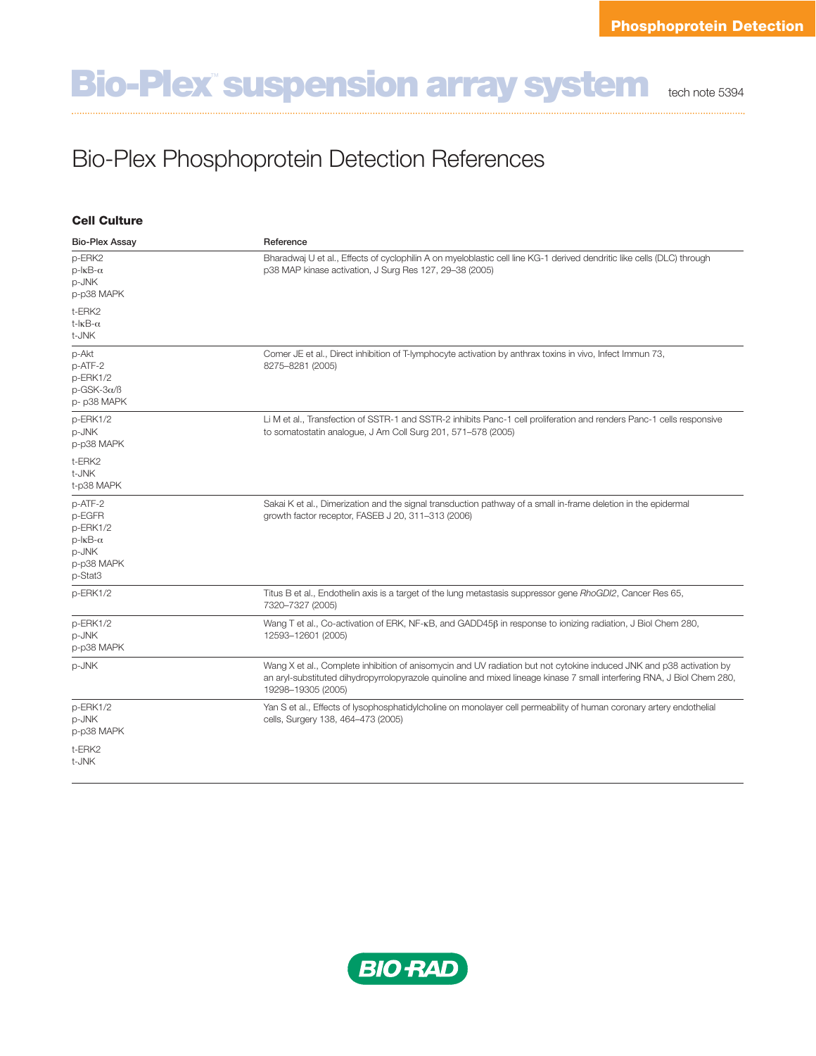Phosphoprotein Detection

# Bio-Plex™ suspension array system

tech note 5394

## Bio-Plex Phosphoprotein Detection References

### Cell Culture

| Bio-Plex Assay | Reference |
| --- | --- |
| p-ERK2<br>p-IκB-α<br>p-JNK<br>p-p38 MAPK<br><br>t-ERK2<br>t-IκB-α<br>t-JNK | Bharadwaj U et al., Effects of cyclophilin A on myeloblastic cell line KG-1 derived dendritic like cells (DLC) through p38 MAP kinase activation, J Surg Res 127, 29–38 (2005) |
| p-Akt<br>p-ATF-2<br>p-ERK1/2<br>p-GSK-3α/ß<br>p- p38 MAPK | Comer JE et al., Direct inhibition of T-lymphocyte activation by anthrax toxins in vivo, Infect Immun 73, 8275–8281 (2005) |
| p-ERK1/2<br>p-JNK<br>p-p38 MAPK<br><br>t-ERK2<br>t-JNK<br>t-p38 MAPK | Li M et al., Transfection of SSTR-1 and SSTR-2 inhibits Panc-1 cell proliferation and renders Panc-1 cells responsive to somatostatin analogue, J Am Coll Surg 201, 571–578 (2005) |
| p-ATF-2<br>p-EGFR<br>p-ERK1/2<br>p-IκB-α<br>p-JNK<br>p-p38 MAPK<br>p-Stat3 | Sakai K et al., Dimerization and the signal transduction pathway of a small in-frame deletion in the epidermal growth factor receptor, FASEB J 20, 311–313 (2006) |
| p-ERK1/2 | Titus B et al., Endothelin axis is a target of the lung metastasis suppressor gene *RhoGDI2*, Cancer Res 65, 7320–7327 (2005) |
| p-ERK1/2<br>p-JNK<br>p-p38 MAPK | Wang T et al., Co-activation of ERK, NF-κB, and GADD45β in response to ionizing radiation, J Biol Chem 280, 12593–12601 (2005) |
| p-JNK | Wang X et al., Complete inhibition of anisomycin and UV radiation but not cytokine induced JNK and p38 activation by an aryl-substituted dihydropyrrolopyrazole quinoline and mixed lineage kinase 7 small interfering RNA, J Biol Chem 280, 19298–19305 (2005) |
| p-ERK1/2<br>p-JNK<br>p-p38 MAPK<br><br>t-ERK2<br>t-JNK | Yan S et al., Effects of lysophosphatidylcholine on monolayer cell permeability of human coronary artery endothelial cells, Surgery 138, 464–473 (2005) |

BIO-RAD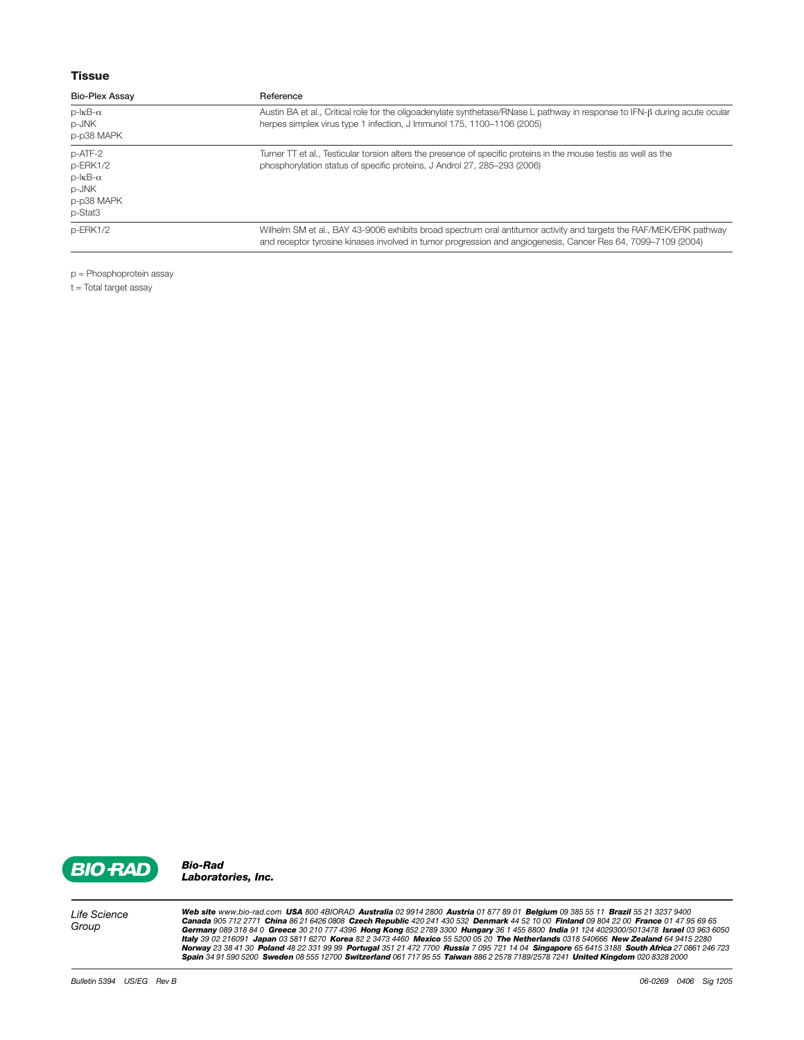## Tissue

| Bio-Plex Assay | Reference |
| --- | --- |
| p-IκB-α<br>p-JNK<br>p-p38 MAPK | Austin BA et al., Critical role for the oligoadenylate synthetase/RNase L pathway in response to IFN-β during acute ocular herpes simplex virus type 1 infection, J Immunol 175, 1100–1106 (2005) |
| p-ATF-2<br>p-ERK1/2<br>p-IκB-α<br>p-JNK<br>p-p38 MAPK<br>p-Stat3 | Turner TT et al., Testicular torsion alters the presence of specific proteins in the mouse testis as well as the phosphorylation status of specific proteins, J Androl 27, 285–293 (2006) |
| p-ERK1/2 | Wilhelm SM et al., BAY 43-9006 exhibits broad spectrum oral antitumor activity and targets the RAF/MEK/ERK pathway and receptor tyrosine kinases involved in tumor progression and angiogenesis, Cancer Res 64, 7099–7109 (2004) |

p = Phosphoprotein assay
t = Total target assay

*Bio-Rad Laboratories, Inc.*

*Life Science Group*

***Web site*** *www.bio-rad.com* ***USA*** *800 4BIORAD* ***Australia*** *02 9914 2800* ***Austria*** *01 877 89 01* ***Belgium*** *09 385 55 11* ***Brazil*** *55 21 3237 9400* ***Canada*** *905 712 2771* ***China*** *86 21 6426 0808* ***Czech Republic*** *420 241 430 532* ***Denmark*** *44 52 10 00* ***Finland*** *09 804 22 00* ***France*** *01 47 95 69 65* ***Germany*** *089 318 84 0* ***Greece*** *30 210 777 4396* ***Hong Kong*** *852 2789 3300* ***Hungary*** *36 1 455 8800* ***India*** *91 124 4029300/5013478* ***Israel*** *03 963 6050* ***Italy*** *39 02 216091* ***Japan*** *03 5811 6270* ***Korea*** *82 2 3473 4460* ***Mexico*** *55 5200 05 20* ***The Netherlands*** *0318 540666* ***New Zealand*** *64 9415 2280* ***Norway*** *23 38 41 30* ***Poland*** *48 22 331 99 99* ***Portugal*** *351 21 472 7700* ***Russia*** *7 095 721 14 04* ***Singapore*** *65 6415 3188* ***South Africa*** *27 0861 246 723* ***Spain*** *34 91 590 5200* ***Sweden*** *08 555 12700* ***Switzerland*** *061 717 95 55* ***Taiwan*** *886 2 2578 7189/2578 7241* ***United Kingdom*** *020 8328 2000*

*Bulletin 5394 US/EG Rev B* *06-0269 0406 Sig 1205*